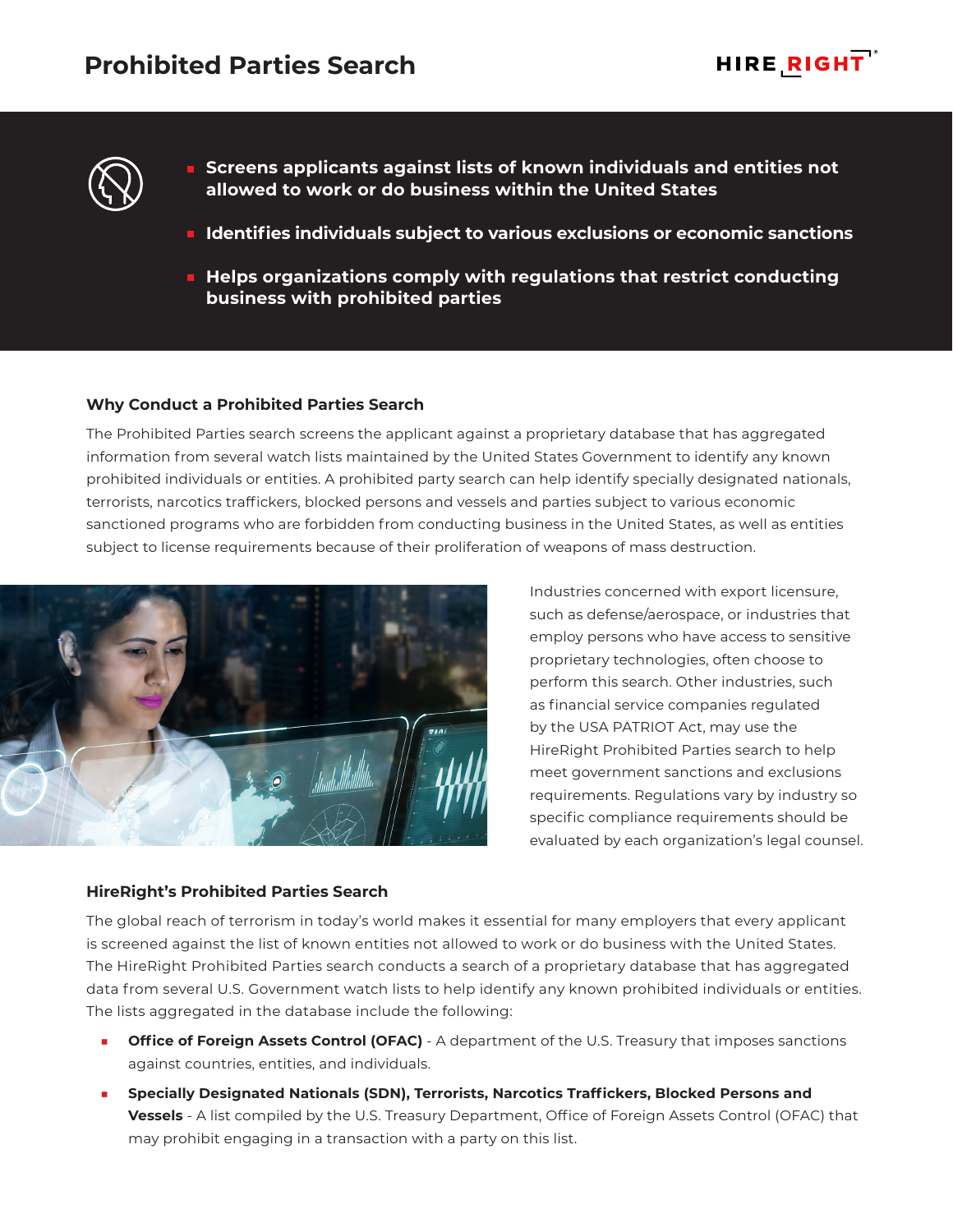# Prohibited Parties Search

- **Screens applicants against lists of known individuals and entities not allowed to work or do business within the United States**
- **Identifies individuals subject to various exclusions or economic sanctions**
- **Helps organizations comply with regulations that restrict conducting business with prohibited parties**

### Why Conduct a Prohibited Parties Search

The Prohibited Parties search screens the applicant against a proprietary database that has aggregated information from several watch lists maintained by the United States Government to identify any known prohibited individuals or entities. A prohibited party search can help identify specially designated nationals, terrorists, narcotics traffickers, blocked persons and vessels and parties subject to various economic sanctioned programs who are forbidden from conducting business in the United States, as well as entities subject to license requirements because of their proliferation of weapons of mass destruction.

Industries concerned with export licensure, such as defense/aerospace, or industries that employ persons who have access to sensitive proprietary technologies, often choose to perform this search. Other industries, such as financial service companies regulated by the USA PATRIOT Act, may use the HireRight Prohibited Parties search to help meet government sanctions and exclusions requirements. Regulations vary by industry so specific compliance requirements should be evaluated by each organization's legal counsel.

### HireRight's Prohibited Parties Search

The global reach of terrorism in today's world makes it essential for many employers that every applicant is screened against the list of known entities not allowed to work or do business with the United States. The HireRight Prohibited Parties search conducts a search of a proprietary database that has aggregated data from several U.S. Government watch lists to help identify any known prohibited individuals or entities. The lists aggregated in the database include the following:

- **Office of Foreign Assets Control (OFAC)** - A department of the U.S. Treasury that imposes sanctions against countries, entities, and individuals.
- **Specially Designated Nationals (SDN), Terrorists, Narcotics Traffickers, Blocked Persons and Vessels** - A list compiled by the U.S. Treasury Department, Office of Foreign Assets Control (OFAC) that may prohibit engaging in a transaction with a party on this list.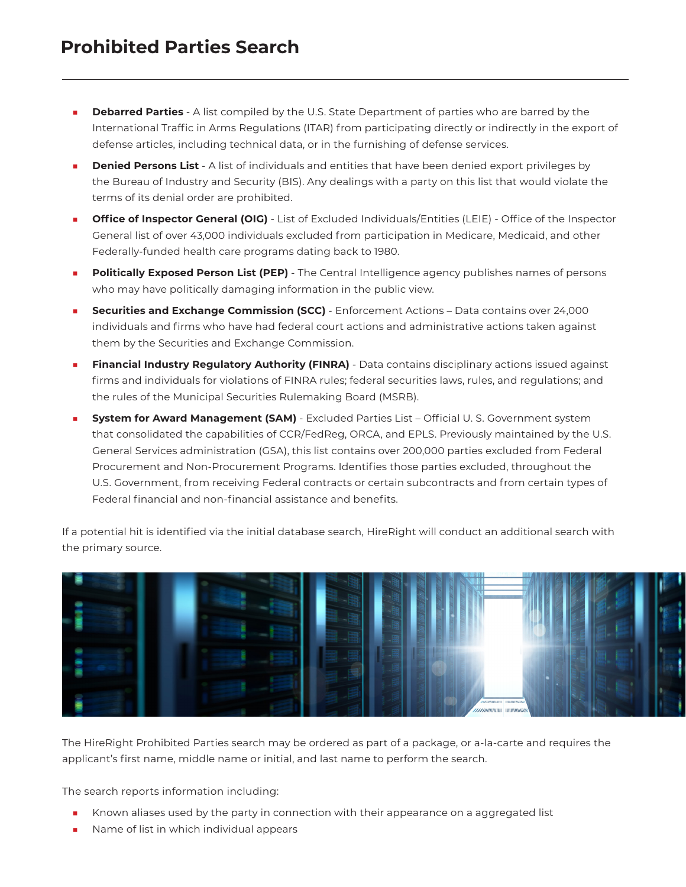## Prohibited Parties Search

- **Debarred Parties** - A list compiled by the U.S. State Department of parties who are barred by the International Traffic in Arms Regulations (ITAR) from participating directly or indirectly in the export of defense articles, including technical data, or in the furnishing of defense services.
- **Denied Persons List** - A list of individuals and entities that have been denied export privileges by the Bureau of Industry and Security (BIS). Any dealings with a party on this list that would violate the terms of its denial order are prohibited.
- **Office of Inspector General (OIG)** - List of Excluded Individuals/Entities (LEIE) - Office of the Inspector General list of over 43,000 individuals excluded from participation in Medicare, Medicaid, and other Federally-funded health care programs dating back to 1980.
- **Politically Exposed Person List (PEP)** - The Central Intelligence agency publishes names of persons who may have politically damaging information in the public view.
- **Securities and Exchange Commission (SCC)** - Enforcement Actions – Data contains over 24,000 individuals and firms who have had federal court actions and administrative actions taken against them by the Securities and Exchange Commission.
- **Financial Industry Regulatory Authority (FINRA)** - Data contains disciplinary actions issued against firms and individuals for violations of FINRA rules; federal securities laws, rules, and regulations; and the rules of the Municipal Securities Rulemaking Board (MSRB).
- **System for Award Management (SAM)** - Excluded Parties List – Official U. S. Government system that consolidated the capabilities of CCR/FedReg, ORCA, and EPLS. Previously maintained by the U.S. General Services administration (GSA), this list contains over 200,000 parties excluded from Federal Procurement and Non-Procurement Programs. Identifies those parties excluded, throughout the U.S. Government, from receiving Federal contracts or certain subcontracts and from certain types of Federal financial and non-financial assistance and benefits.

If a potential hit is identified via the initial database search, HireRight will conduct an additional search with the primary source.

The HireRight Prohibited Parties search may be ordered as part of a package, or a-la-carte and requires the applicant's first name, middle name or initial, and last name to perform the search.

The search reports information including:

- Known aliases used by the party in connection with their appearance on a aggregated list
- Name of list in which individual appears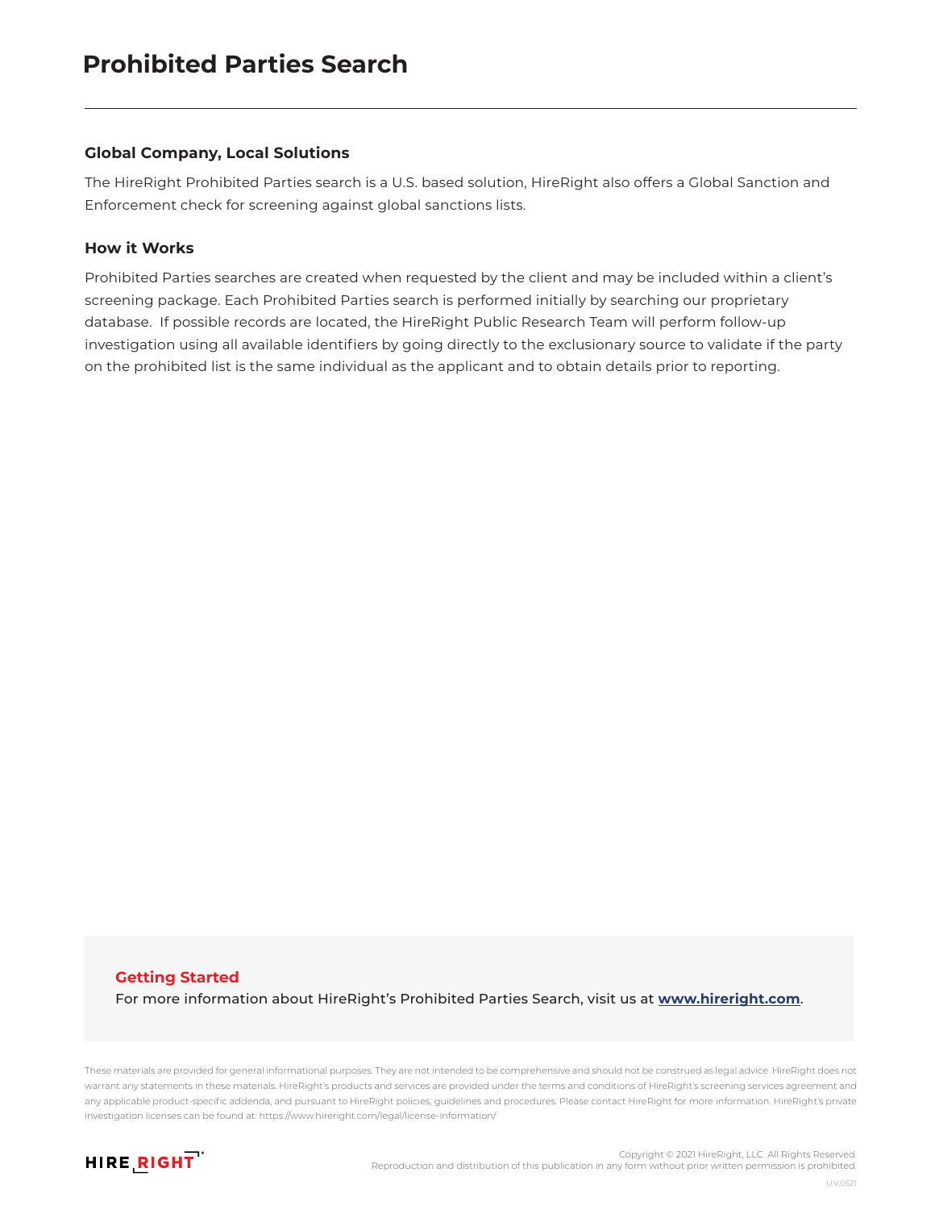# Prohibited Parties Search

## Global Company, Local Solutions

The HireRight Prohibited Parties search is a U.S. based solution, HireRight also offers a Global Sanction and Enforcement check for screening against global sanctions lists.

## How it Works

Prohibited Parties searches are created when requested by the client and may be included within a client's screening package. Each Prohibited Parties search is performed initially by searching our proprietary database. If possible records are located, the HireRight Public Research Team will perform follow-up investigation using all available identifiers by going directly to the exclusionary source to validate if the party on the prohibited list is the same individual as the applicant and to obtain details prior to reporting.

## Getting Started

For more information about HireRight's Prohibited Parties Search, visit us at **www.hireright.com**.

These materials are provided for general informational purposes. They are not intended to be comprehensive and should not be construed as legal advice. HireRight does not warrant any statements in these materials. HireRight's products and services are provided under the terms and conditions of HireRight's screening services agreement and any applicable product-specific addenda, and pursuant to HireRight policies, guidelines and procedures. Please contact HireRight for more information. HireRight's private investigation licenses can be found at: https://www.hireright.com/legal/license-information/

Copyright © 2021 HireRight, LLC. All Rights Reserved.
Reproduction and distribution of this publication in any form without prior written permission is prohibited.

U.V.0521